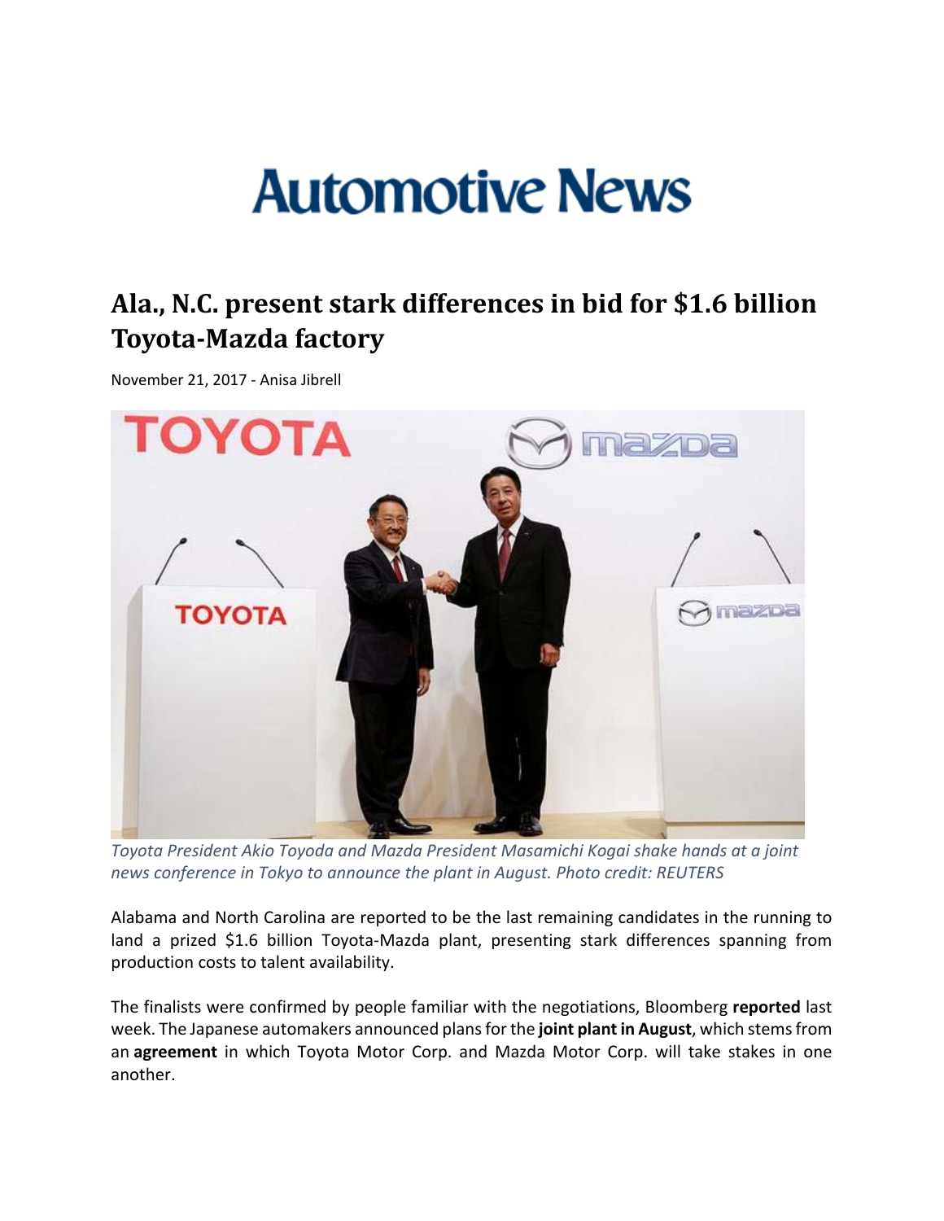# Automotive News

## Ala., N.C. present stark differences in bid for $1.6 billion Toyota-Mazda factory

November 21, 2017 - Anisa Jibrell

*Toyota President Akio Toyoda and Mazda President Masamichi Kogai shake hands at a joint news conference in Tokyo to announce the plant in August. Photo credit: REUTERS*

Alabama and North Carolina are reported to be the last remaining candidates in the running to land a prized $1.6 billion Toyota-Mazda plant, presenting stark differences spanning from production costs to talent availability.

The finalists were confirmed by people familiar with the negotiations, Bloomberg **reported** last week. The Japanese automakers announced plans for the **joint plant in August**, which stems from an **agreement** in which Toyota Motor Corp. and Mazda Motor Corp. will take stakes in one another.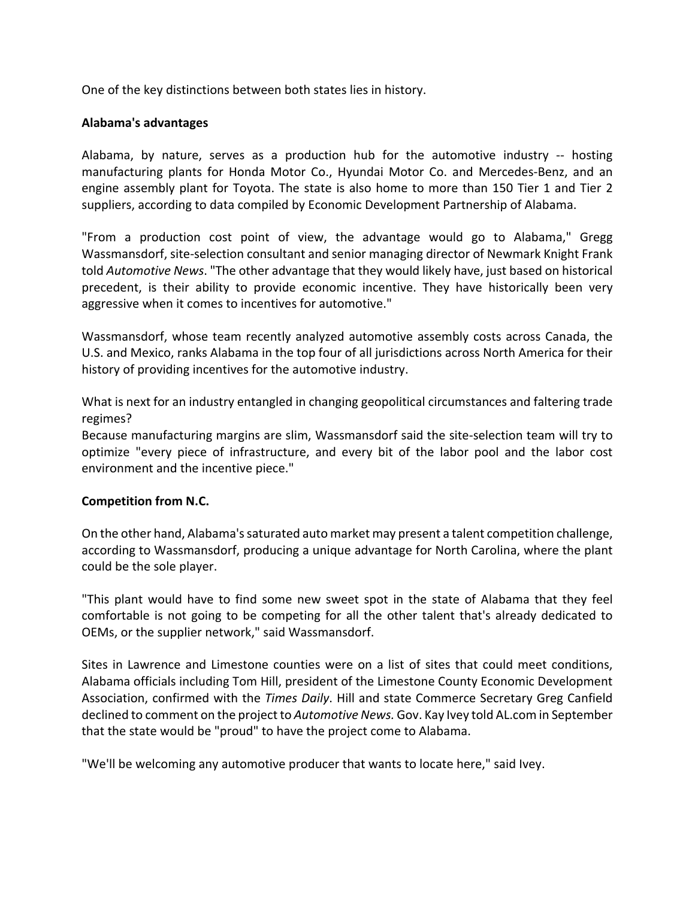One of the key distinctions between both states lies in history.

**Alabama's advantages**

Alabama, by nature, serves as a production hub for the automotive industry -- hosting manufacturing plants for Honda Motor Co., Hyundai Motor Co. and Mercedes-Benz, and an engine assembly plant for Toyota. The state is also home to more than 150 Tier 1 and Tier 2 suppliers, according to data compiled by Economic Development Partnership of Alabama.

"From a production cost point of view, the advantage would go to Alabama," Gregg Wassmansdorf, site-selection consultant and senior managing director of Newmark Knight Frank told *Automotive News*. "The other advantage that they would likely have, just based on historical precedent, is their ability to provide economic incentive. They have historically been very aggressive when it comes to incentives for automotive."

Wassmansdorf, whose team recently analyzed automotive assembly costs across Canada, the U.S. and Mexico, ranks Alabama in the top four of all jurisdictions across North America for their history of providing incentives for the automotive industry.

What is next for an industry entangled in changing geopolitical circumstances and faltering trade regimes?
Because manufacturing margins are slim, Wassmansdorf said the site-selection team will try to optimize "every piece of infrastructure, and every bit of the labor pool and the labor cost environment and the incentive piece."

**Competition from N.C.**

On the other hand, Alabama's saturated auto market may present a talent competition challenge, according to Wassmansdorf, producing a unique advantage for North Carolina, where the plant could be the sole player.

"This plant would have to find some new sweet spot in the state of Alabama that they feel comfortable is not going to be competing for all the other talent that's already dedicated to OEMs, or the supplier network," said Wassmansdorf.

Sites in Lawrence and Limestone counties were on a list of sites that could meet conditions, Alabama officials including Tom Hill, president of the Limestone County Economic Development Association, confirmed with the *Times Daily*. Hill and state Commerce Secretary Greg Canfield declined to comment on the project to *Automotive News.* Gov. Kay Ivey told AL.com in September that the state would be "proud" to have the project come to Alabama.

"We'll be welcoming any automotive producer that wants to locate here," said Ivey.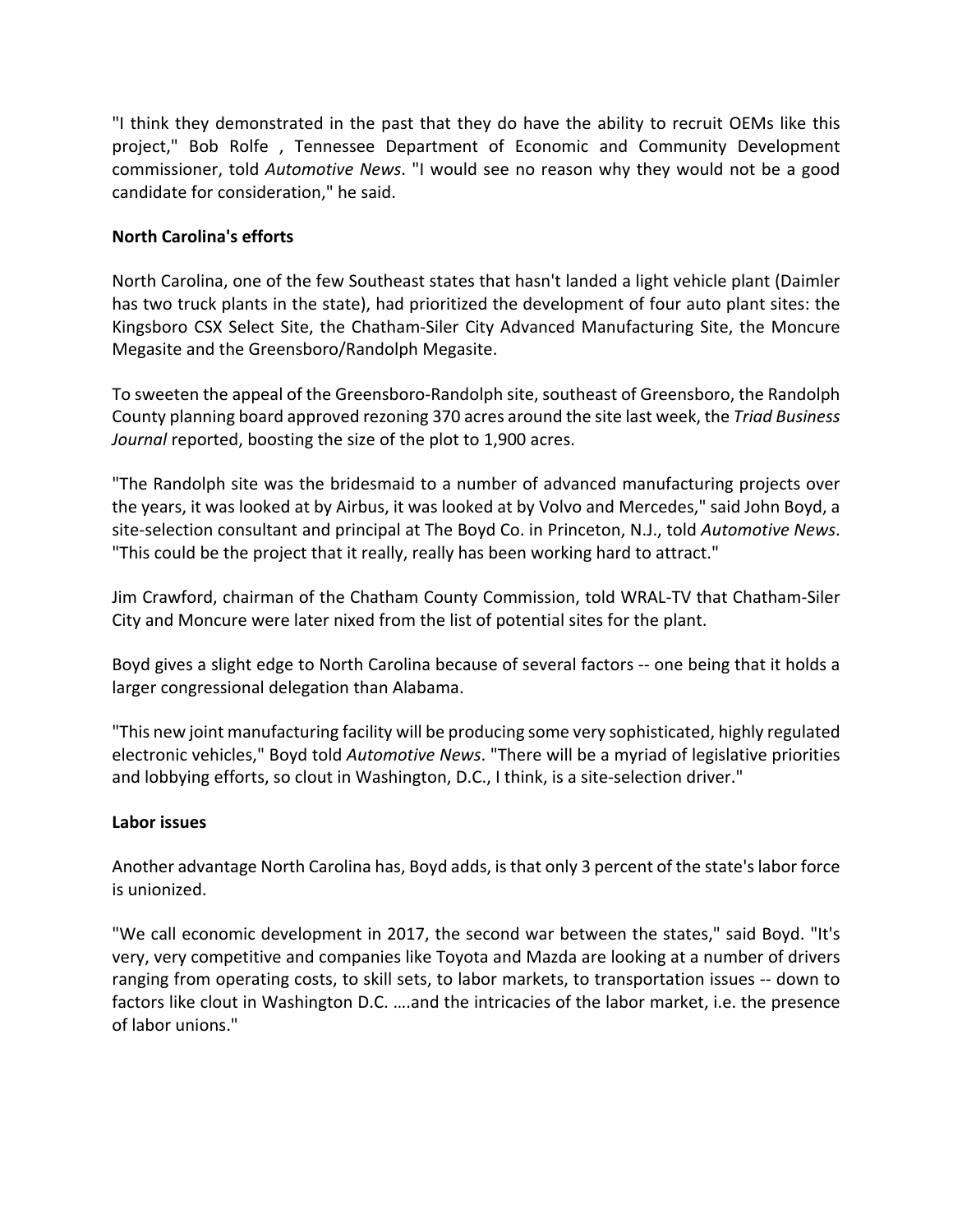"I think they demonstrated in the past that they do have the ability to recruit OEMs like this project," Bob Rolfe , Tennessee Department of Economic and Community Development commissioner, told *Automotive News*. "I would see no reason why they would not be a good candidate for consideration," he said.

**North Carolina's efforts**

North Carolina, one of the few Southeast states that hasn't landed a light vehicle plant (Daimler has two truck plants in the state), had prioritized the development of four auto plant sites: the Kingsboro CSX Select Site, the Chatham-Siler City Advanced Manufacturing Site, the Moncure Megasite and the Greensboro/Randolph Megasite.

To sweeten the appeal of the Greensboro-Randolph site, southeast of Greensboro, the Randolph County planning board approved rezoning 370 acres around the site last week, the *Triad Business Journal* reported, boosting the size of the plot to 1,900 acres.

"The Randolph site was the bridesmaid to a number of advanced manufacturing projects over the years, it was looked at by Airbus, it was looked at by Volvo and Mercedes," said John Boyd, a site-selection consultant and principal at The Boyd Co. in Princeton, N.J., told *Automotive News*. "This could be the project that it really, really has been working hard to attract."

Jim Crawford, chairman of the Chatham County Commission, told WRAL-TV that Chatham-Siler City and Moncure were later nixed from the list of potential sites for the plant.

Boyd gives a slight edge to North Carolina because of several factors -- one being that it holds a larger congressional delegation than Alabama.

"This new joint manufacturing facility will be producing some very sophisticated, highly regulated electronic vehicles," Boyd told *Automotive News*. "There will be a myriad of legislative priorities and lobbying efforts, so clout in Washington, D.C., I think, is a site-selection driver."

**Labor issues**

Another advantage North Carolina has, Boyd adds, is that only 3 percent of the state's labor force is unionized.

"We call economic development in 2017, the second war between the states," said Boyd. "It's very, very competitive and companies like Toyota and Mazda are looking at a number of drivers ranging from operating costs, to skill sets, to labor markets, to transportation issues -- down to factors like clout in Washington D.C. ….and the intricacies of the labor market, i.e. the presence of labor unions."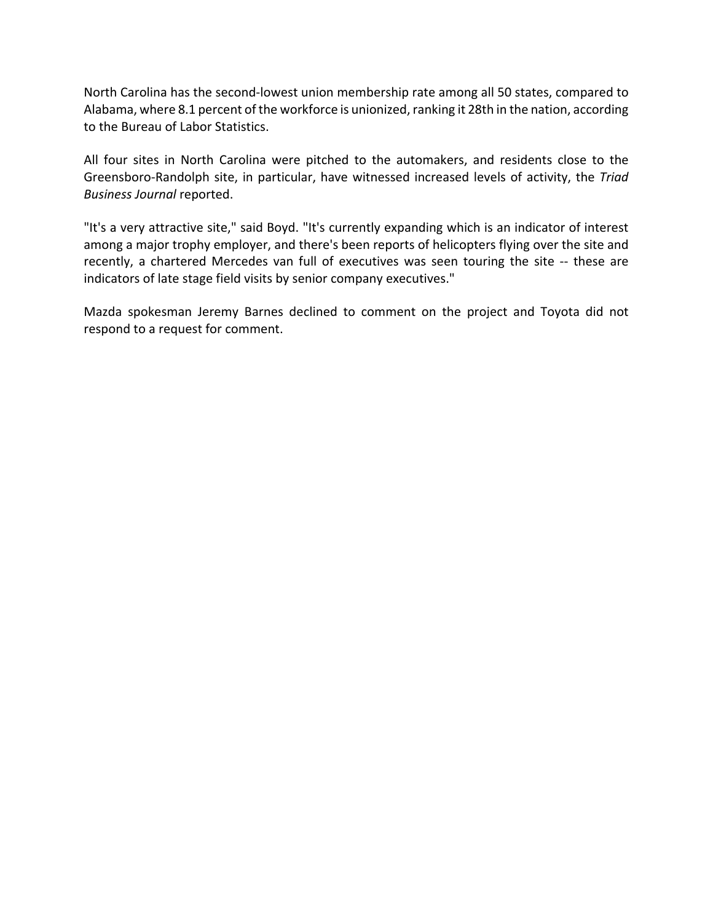North Carolina has the second-lowest union membership rate among all 50 states, compared to Alabama, where 8.1 percent of the workforce is unionized, ranking it 28th in the nation, according to the Bureau of Labor Statistics.

All four sites in North Carolina were pitched to the automakers, and residents close to the Greensboro-Randolph site, in particular, have witnessed increased levels of activity, the *Triad Business Journal* reported.

"It's a very attractive site," said Boyd. "It's currently expanding which is an indicator of interest among a major trophy employer, and there's been reports of helicopters flying over the site and recently, a chartered Mercedes van full of executives was seen touring the site -- these are indicators of late stage field visits by senior company executives."

Mazda spokesman Jeremy Barnes declined to comment on the project and Toyota did not respond to a request for comment.